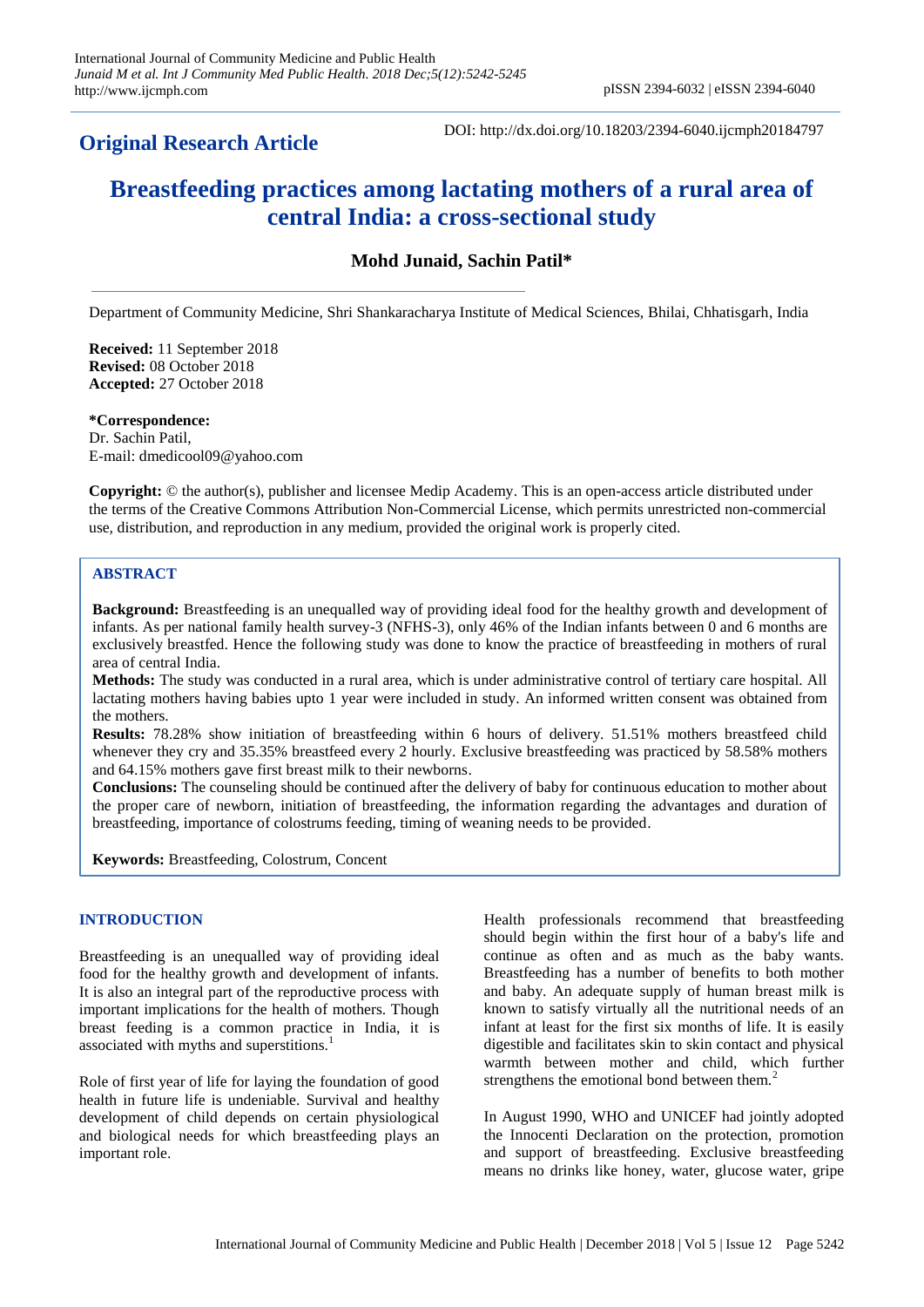## Original Research Article

DOI: http://dx.doi.org/10.18203/2394-6040.ijcmph20184797

# Breastfeeding practices among lactating mothers of a rural area of central India: a cross-sectional study

**Mohd Junaid, Sachin Patil***

Department of Community Medicine, Shri Shankaracharya Institute of Medical Sciences, Bhilai, Chhatisgarh, India

**Received:** 11 September 2018
**Revised:** 08 October 2018
**Accepted:** 27 October 2018

***Correspondence:**
Dr. Sachin Patil,
E-mail: dmedicool09@yahoo.com

**Copyright:** © the author(s), publisher and licensee Medip Academy. This is an open-access article distributed under the terms of the Creative Commons Attribution Non-Commercial License, which permits unrestricted non-commercial use, distribution, and reproduction in any medium, provided the original work is properly cited.

## ABSTRACT

**Background:** Breastfeeding is an unequalled way of providing ideal food for the healthy growth and development of infants. As per national family health survey-3 (NFHS-3), only 46% of the Indian infants between 0 and 6 months are exclusively breastfed. Hence the following study was done to know the practice of breastfeeding in mothers of rural area of central India.

**Methods:** The study was conducted in a rural area, which is under administrative control of tertiary care hospital. All lactating mothers having babies upto 1 year were included in study. An informed written consent was obtained from the mothers.

**Results:** 78.28% show initiation of breastfeeding within 6 hours of delivery. 51.51% mothers breastfeed child whenever they cry and 35.35% breastfeed every 2 hourly. Exclusive breastfeeding was practiced by 58.58% mothers and 64.15% mothers gave first breast milk to their newborns.

**Conclusions:** The counseling should be continued after the delivery of baby for continuous education to mother about the proper care of newborn, initiation of breastfeeding, the information regarding the advantages and duration of breastfeeding, importance of colostrums feeding, timing of weaning needs to be provided.

**Keywords:** Breastfeeding, Colostrum, Concent

## INTRODUCTION

Breastfeeding is an unequalled way of providing ideal food for the healthy growth and development of infants. It is also an integral part of the reproductive process with important implications for the health of mothers. Though breast feeding is a common practice in India, it is associated with myths and superstitions.[1]

Role of first year of life for laying the foundation of good health in future life is undeniable. Survival and healthy development of child depends on certain physiological and biological needs for which breastfeeding plays an important role.

Health professionals recommend that breastfeeding should begin within the first hour of a baby's life and continue as often and as much as the baby wants. Breastfeeding has a number of benefits to both mother and baby. An adequate supply of human breast milk is known to satisfy virtually all the nutritional needs of an infant at least for the first six months of life. It is easily digestible and facilitates skin to skin contact and physical warmth between mother and child, which further strengthens the emotional bond between them.[2]

In August 1990, WHO and UNICEF had jointly adopted the Innocenti Declaration on the protection, promotion and support of breastfeeding. Exclusive breastfeeding means no drinks like honey, water, glucose water, gripe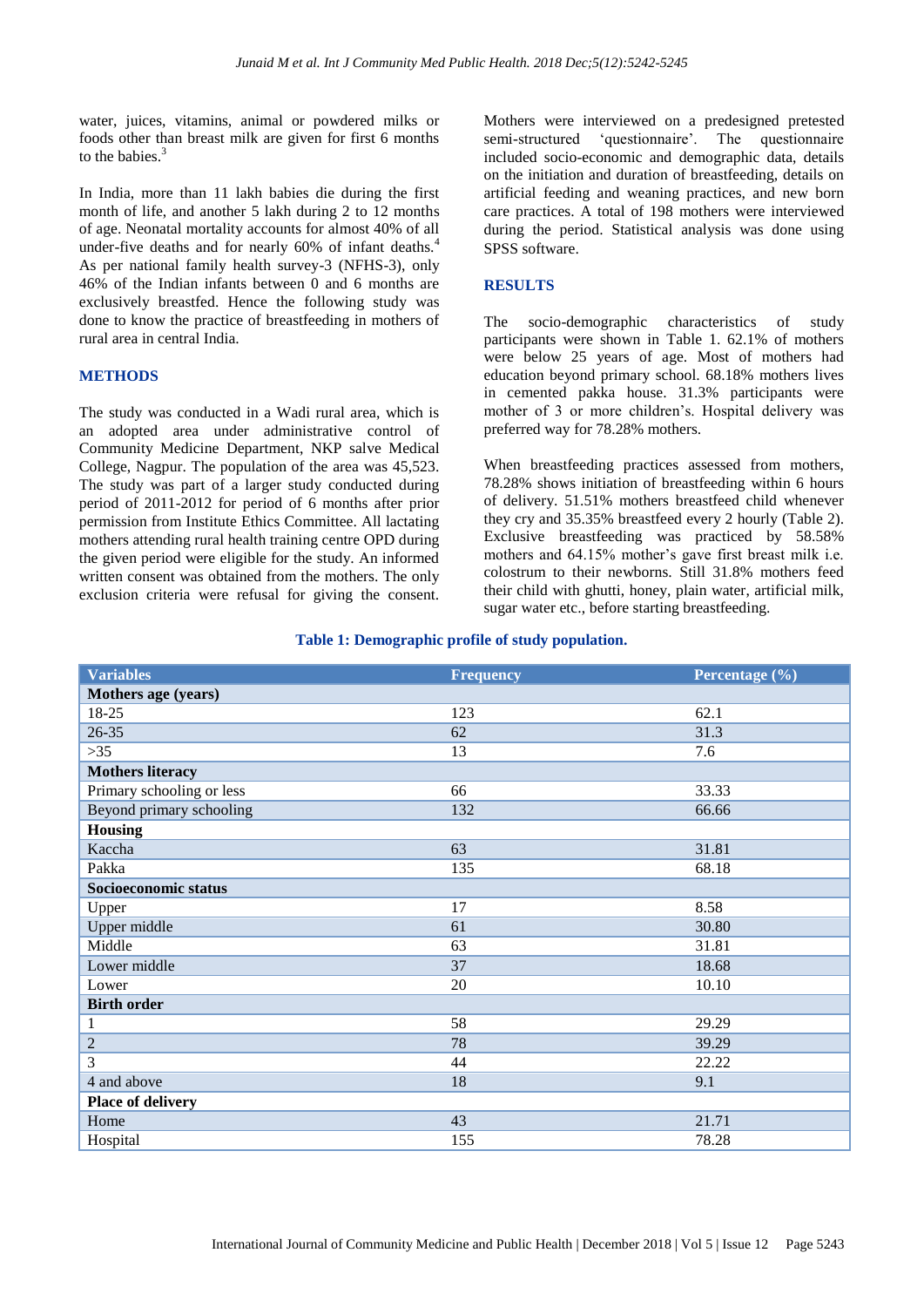water, juices, vitamins, animal or powdered milks or foods other than breast milk are given for first 6 months to the babies.[3]

In India, more than 11 lakh babies die during the first month of life, and another 5 lakh during 2 to 12 months of age. Neonatal mortality accounts for almost 40% of all under-five deaths and for nearly 60% of infant deaths.[4] As per national family health survey-3 (NFHS-3), only 46% of the Indian infants between 0 and 6 months are exclusively breastfed. Hence the following study was done to know the practice of breastfeeding in mothers of rural area in central India.

## METHODS

The study was conducted in a Wadi rural area, which is an adopted area under administrative control of Community Medicine Department, NKP salve Medical College, Nagpur. The population of the area was 45,523. The study was part of a larger study conducted during period of 2011-2012 for period of 6 months after prior permission from Institute Ethics Committee. All lactating mothers attending rural health training centre OPD during the given period were eligible for the study. An informed written consent was obtained from the mothers. The only exclusion criteria were refusal for giving the consent. Mothers were interviewed on a predesigned pretested semi-structured 'questionnaire'. The questionnaire included socio-economic and demographic data, details on the initiation and duration of breastfeeding, details on artificial feeding and weaning practices, and new born care practices. A total of 198 mothers were interviewed during the period. Statistical analysis was done using SPSS software.

## RESULTS

The socio-demographic characteristics of study participants were shown in Table 1. 62.1% of mothers were below 25 years of age. Most of mothers had education beyond primary school. 68.18% mothers lives in cemented pakka house. 31.3% participants were mother of 3 or more children's. Hospital delivery was preferred way for 78.28% mothers.

When breastfeeding practices assessed from mothers, 78.28% shows initiation of breastfeeding within 6 hours of delivery. 51.51% mothers breastfeed child whenever they cry and 35.35% breastfeed every 2 hourly (Table 2). Exclusive breastfeeding was practiced by 58.58% mothers and 64.15% mother's gave first breast milk i.e. colostrum to their newborns. Still 31.8% mothers feed their child with ghutti, honey, plain water, artificial milk, sugar water etc., before starting breastfeeding.

**Table 1: Demographic profile of study population.**

| Variables | Frequency | Percentage (%) |
|---|---|---|
| **Mothers age (years)** | | |
| 18-25 | 123 | 62.1 |
| 26-35 | 62 | 31.3 |
| >35 | 13 | 7.6 |
| **Mothers literacy** | | |
| Primary schooling or less | 66 | 33.33 |
| Beyond primary schooling | 132 | 66.66 |
| **Housing** | | |
| Kaccha | 63 | 31.81 |
| Pakka | 135 | 68.18 |
| **Socioeconomic status** | | |
| Upper | 17 | 8.58 |
| Upper middle | 61 | 30.80 |
| Middle | 63 | 31.81 |
| Lower middle | 37 | 18.68 |
| Lower | 20 | 10.10 |
| **Birth order** | | |
| 1 | 58 | 29.29 |
| 2 | 78 | 39.29 |
| 3 | 44 | 22.22 |
| 4 and above | 18 | 9.1 |
| **Place of delivery** | | |
| Home | 43 | 21.71 |
| Hospital | 155 | 78.28 |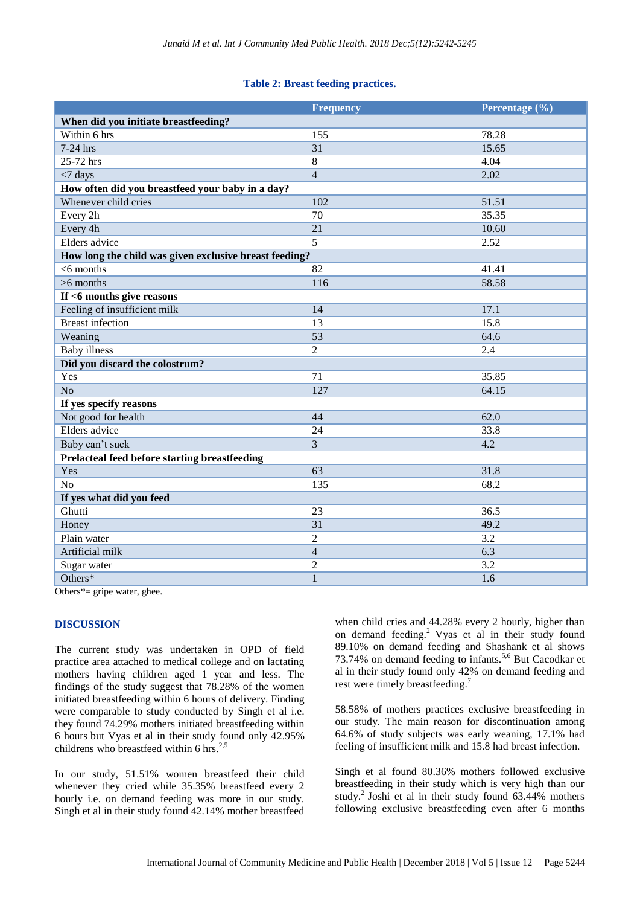**Table 2: Breast feeding practices.**

| | Frequency | Percentage (%) |
|---|---|---|
| **When did you initiate breastfeeding?** | | |
| Within 6 hrs | 155 | 78.28 |
| 7-24 hrs | 31 | 15.65 |
| 25-72 hrs | 8 | 4.04 |
| <7 days | 4 | 2.02 |
| **How often did you breastfeed your baby in a day?** | | |
| Whenever child cries | 102 | 51.51 |
| Every 2h | 70 | 35.35 |
| Every 4h | 21 | 10.60 |
| Elders advice | 5 | 2.52 |
| **How long the child was given exclusive breast feeding?** | | |
| <6 months | 82 | 41.41 |
| >6 months | 116 | 58.58 |
| **If <6 months give reasons** | | |
| Feeling of insufficient milk | 14 | 17.1 |
| Breast infection | 13 | 15.8 |
| Weaning | 53 | 64.6 |
| Baby illness | 2 | 2.4 |
| **Did you discard the colostrum?** | | |
| Yes | 71 | 35.85 |
| No | 127 | 64.15 |
| **If yes specify reasons** | | |
| Not good for health | 44 | 62.0 |
| Elders advice | 24 | 33.8 |
| Baby can't suck | 3 | 4.2 |
| **Prelacteal feed before starting breastfeeding** | | |
| Yes | 63 | 31.8 |
| No | 135 | 68.2 |
| **If yes what did you feed** | | |
| Ghutti | 23 | 36.5 |
| Honey | 31 | 49.2 |
| Plain water | 2 | 3.2 |
| Artificial milk | 4 | 6.3 |
| Sugar water | 2 | 3.2 |
| Others* | 1 | 1.6 |

Others*= gripe water, ghee.

## DISCUSSION

The current study was undertaken in OPD of field practice area attached to medical college and on lactating mothers having children aged 1 year and less. The findings of the study suggest that 78.28% of the women initiated breastfeeding within 6 hours of delivery. Finding were comparable to study conducted by Singh et al i.e. they found 74.29% mothers initiated breastfeeding within 6 hours but Vyas et al in their study found only 42.95% childrens who breastfeed within 6 hrs.[2,5]

In our study, 51.51% women breastfeed their child whenever they cried while 35.35% breastfeed every 2 hourly i.e. on demand feeding was more in our study. Singh et al in their study found 42.14% mother breastfeed when child cries and 44.28% every 2 hourly, higher than on demand feeding.[2] Vyas et al in their study found 89.10% on demand feeding and Shashank et al shows 73.74% on demand feeding to infants.[5,6] But Cacodkar et al in their study found only 42% on demand feeding and rest were timely breastfeeding.[7]

58.58% of mothers practices exclusive breastfeeding in our study. The main reason for discontinuation among 64.6% of study subjects was early weaning, 17.1% had feeling of insufficient milk and 15.8 had breast infection.

Singh et al found 80.36% mothers followed exclusive breastfeeding in their study which is very high than our study.[2] Joshi et al in their study found 63.44% mothers following exclusive breastfeeding even after 6 months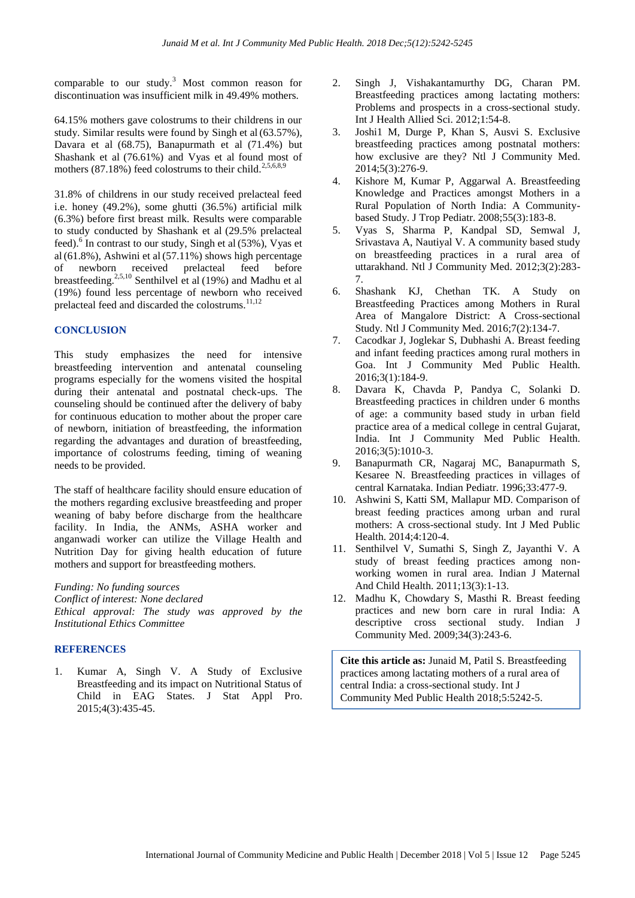comparable to our study.[3] Most common reason for discontinuation was insufficient milk in 49.49% mothers.

64.15% mothers gave colostrums to their childrens in our study. Similar results were found by Singh et al (63.57%), Davara et al (68.75), Banapurmath et al (71.4%) but Shashank et al (76.61%) and Vyas et al found most of mothers (87.18%) feed colostrums to their child.[2,5,6,8,9]

31.8% of childrens in our study received prelacteal feed i.e. honey (49.2%), some ghutti (36.5%) artificial milk (6.3%) before first breast milk. Results were comparable to study conducted by Shashank et al (29.5% prelacteal feed).[6] In contrast to our study, Singh et al (53%), Vyas et al (61.8%), Ashwini et al (57.11%) shows high percentage of newborn received prelacteal feed before breastfeeding.[2,5,10] Senthilvel et al (19%) and Madhu et al (19%) found less percentage of newborn who received prelacteal feed and discarded the colostrums.[11,12]

## CONCLUSION

This study emphasizes the need for intensive breastfeeding intervention and antenatal counseling programs especially for the womens visited the hospital during their antenatal and postnatal check-ups. The counseling should be continued after the delivery of baby for continuous education to mother about the proper care of newborn, initiation of breastfeeding, the information regarding the advantages and duration of breastfeeding, importance of colostrums feeding, timing of weaning needs to be provided.

The staff of healthcare facility should ensure education of the mothers regarding exclusive breastfeeding and proper weaning of baby before discharge from the healthcare facility. In India, the ANMs, ASHA worker and anganwadi worker can utilize the Village Health and Nutrition Day for giving health education of future mothers and support for breastfeeding mothers.

*Funding: No funding sources*
*Conflict of interest: None declared*
*Ethical approval: The study was approved by the Institutional Ethics Committee*

## REFERENCES

1. Kumar A, Singh V. A Study of Exclusive Breastfeeding and its impact on Nutritional Status of Child in EAG States. J Stat Appl Pro. 2015;4(3):435-45.
2. Singh J, Vishakantamurthy DG, Charan PM. Breastfeeding practices among lactating mothers: Problems and prospects in a cross-sectional study. Int J Health Allied Sci. 2012;1:54-8.
3. Joshi1 M, Durge P, Khan S, Ausvi S. Exclusive breastfeeding practices among postnatal mothers: how exclusive are they? Ntl J Community Med. 2014;5(3):276-9.
4. Kishore M, Kumar P, Aggarwal A. Breastfeeding Knowledge and Practices amongst Mothers in a Rural Population of North India: A Community-based Study. J Trop Pediatr. 2008;55(3):183-8.
5. Vyas S, Sharma P, Kandpal SD, Semwal J, Srivastava A, Nautiyal V. A community based study on breastfeeding practices in a rural area of uttarakhand. Ntl J Community Med. 2012;3(2):283-7.
6. Shashank KJ, Chethan TK. A Study on Breastfeeding Practices among Mothers in Rural Area of Mangalore District: A Cross-sectional Study. Ntl J Community Med. 2016;7(2):134-7.
7. Cacodkar J, Joglekar S, Dubhashi A. Breast feeding and infant feeding practices among rural mothers in Goa. Int J Community Med Public Health. 2016;3(1):184-9.
8. Davara K, Chavda P, Pandya C, Solanki D. Breastfeeding practices in children under 6 months of age: a community based study in urban field practice area of a medical college in central Gujarat, India. Int J Community Med Public Health. 2016;3(5):1010-3.
9. Banapurmath CR, Nagaraj MC, Banapurmath S, Kesaree N. Breastfeeding practices in villages of central Karnataka. Indian Pediatr. 1996;33:477-9.
10. Ashwini S, Katti SM, Mallapur MD. Comparison of breast feeding practices among urban and rural mothers: A cross-sectional study. Int J Med Public Health. 2014;4:120-4.
11. Senthilvel V, Sumathi S, Singh Z, Jayanthi V. A study of breast feeding practices among non-working women in rural area. Indian J Maternal And Child Health. 2011;13(3):1-13.
12. Madhu K, Chowdary S, Masthi R. Breast feeding practices and new born care in rural India: A descriptive cross sectional study. Indian J Community Med. 2009;34(3):243-6.

**Cite this article as:** Junaid M, Patil S. Breastfeeding practices among lactating mothers of a rural area of central India: a cross-sectional study. Int J Community Med Public Health 2018;5:5242-5.